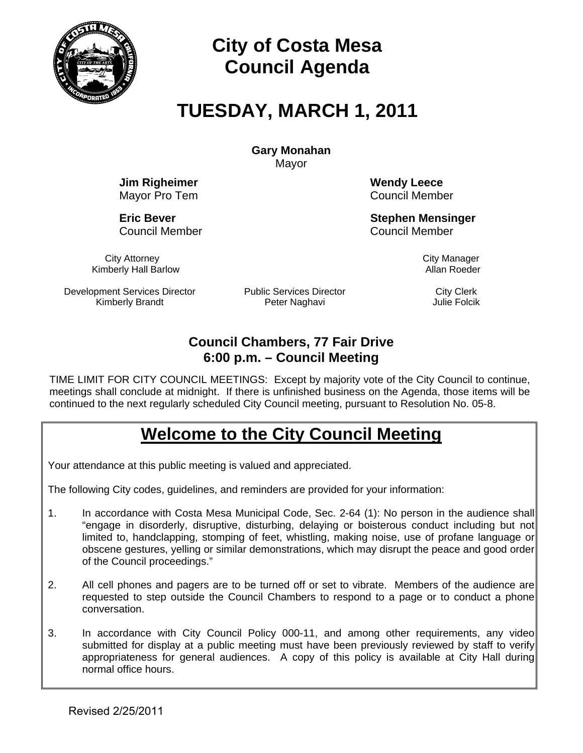# City of Costa Mesa
# Council Agenda

# TUESDAY, MARCH 1, 2011

**Gary Monahan**
Mayor

**Jim Righeimer**
Mayor Pro Tem

**Wendy Leece**
Council Member

**Eric Bever**
Council Member

**Stephen Mensinger**
Council Member

City Attorney
Kimberly Hall Barlow

City Manager
Allan Roeder

Development Services Director
Kimberly Brandt

Public Services Director
Peter Naghavi

City Clerk
Julie Folcik

### Council Chambers, 77 Fair Drive
### 6:00 p.m. – Council Meeting

TIME LIMIT FOR CITY COUNCIL MEETINGS: Except by majority vote of the City Council to continue, meetings shall conclude at midnight. If there is unfinished business on the Agenda, those items will be continued to the next regularly scheduled City Council meeting, pursuant to Resolution No. 05-8.

## Welcome to the City Council Meeting

Your attendance at this public meeting is valued and appreciated.

The following City codes, guidelines, and reminders are provided for your information:

1. In accordance with Costa Mesa Municipal Code, Sec. 2-64 (1): No person in the audience shall "engage in disorderly, disruptive, disturbing, delaying or boisterous conduct including but not limited to, handclapping, stomping of feet, whistling, making noise, use of profane language or obscene gestures, yelling or similar demonstrations, which may disrupt the peace and good order of the Council proceedings."

2. All cell phones and pagers are to be turned off or set to vibrate. Members of the audience are requested to step outside the Council Chambers to respond to a page or to conduct a phone conversation.

3. In accordance with City Council Policy 000-11, and among other requirements, any video submitted for display at a public meeting must have been previously reviewed by staff to verify appropriateness for general audiences. A copy of this policy is available at City Hall during normal office hours.

Revised 2/25/2011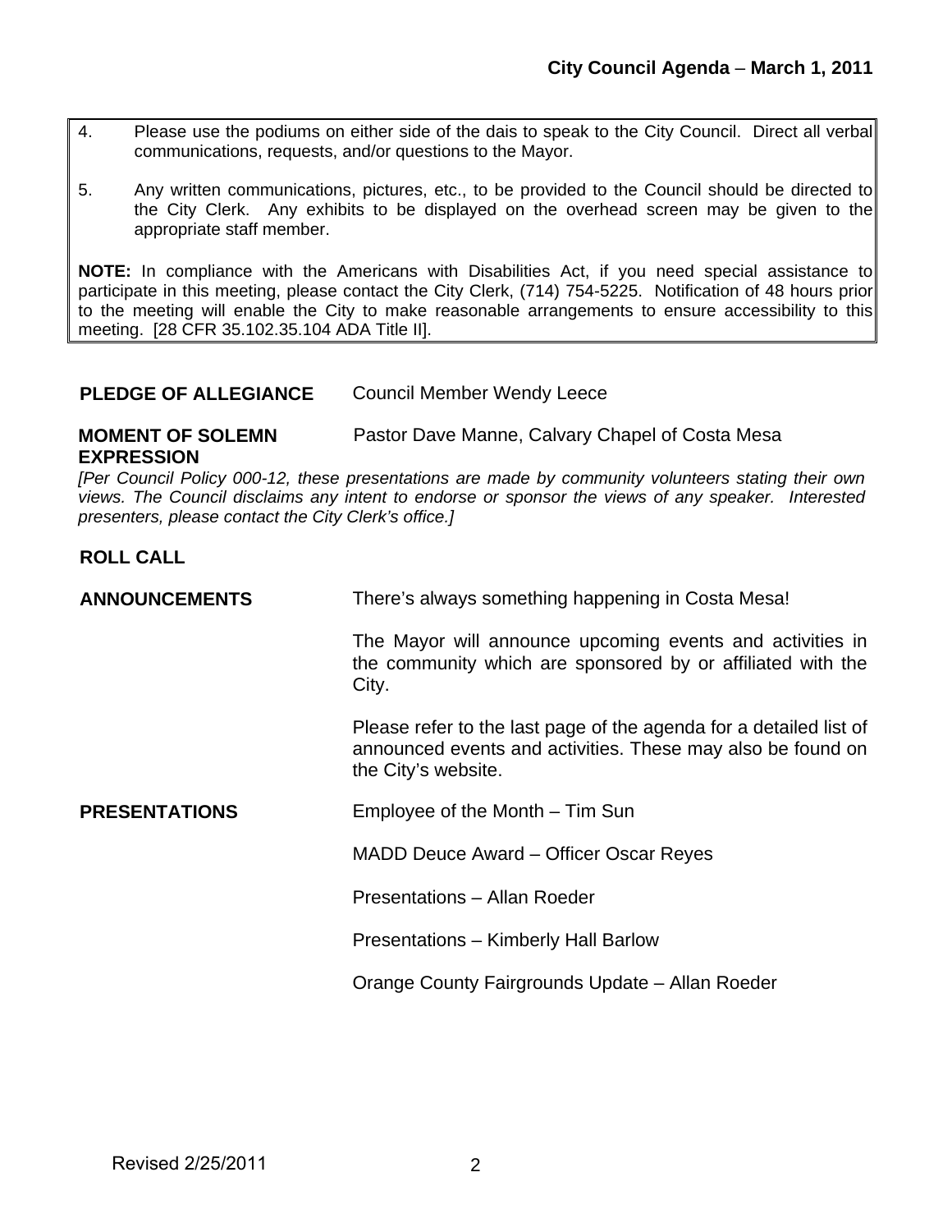4. Please use the podiums on either side of the dais to speak to the City Council. Direct all verbal communications, requests, and/or questions to the Mayor.

5. Any written communications, pictures, etc., to be provided to the Council should be directed to the City Clerk. Any exhibits to be displayed on the overhead screen may be given to the appropriate staff member.

**NOTE:** In compliance with the Americans with Disabilities Act, if you need special assistance to participate in this meeting, please contact the City Clerk, (714) 754-5225. Notification of 48 hours prior to the meeting will enable the City to make reasonable arrangements to ensure accessibility to this meeting. [28 CFR 35.102.35.104 ADA Title II].

**PLEDGE OF ALLEGIANCE** Council Member Wendy Leece

**MOMENT OF SOLEMN EXPRESSION** Pastor Dave Manne, Calvary Chapel of Costa Mesa

*[Per Council Policy 000-12, these presentations are made by community volunteers stating their own views. The Council disclaims any intent to endorse or sponsor the views of any speaker. Interested presenters, please contact the City Clerk's office.]*

**ROLL CALL**

**ANNOUNCEMENTS** There's always something happening in Costa Mesa!

The Mayor will announce upcoming events and activities in the community which are sponsored by or affiliated with the City.

Please refer to the last page of the agenda for a detailed list of announced events and activities. These may also be found on the City's website.

**PRESENTATIONS**

Employee of the Month – Tim Sun

MADD Deuce Award – Officer Oscar Reyes

Presentations – Allan Roeder

Presentations – Kimberly Hall Barlow

Orange County Fairgrounds Update – Allan Roeder

Revised 2/25/2011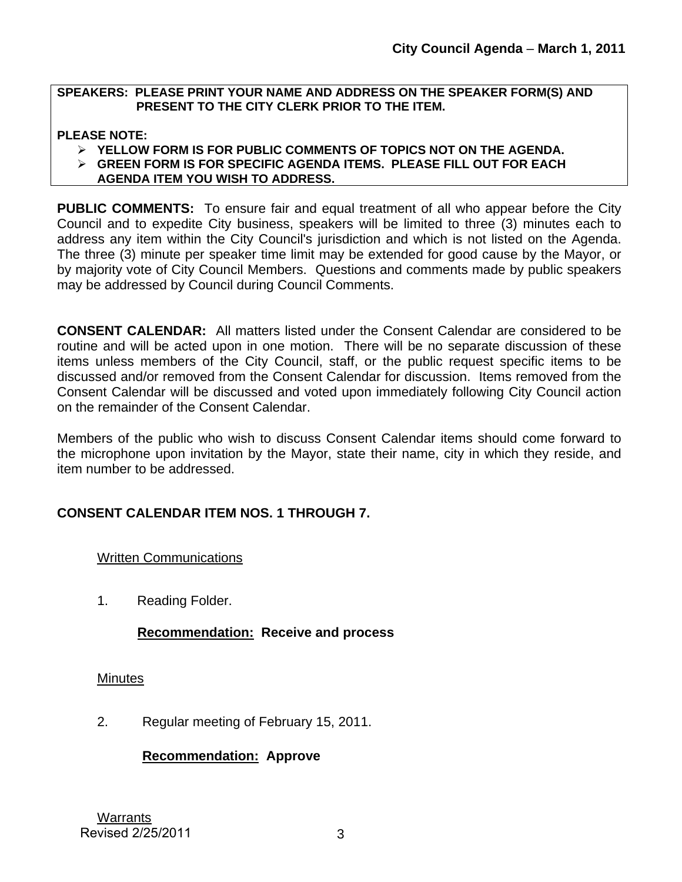**SPEAKERS: PLEASE PRINT YOUR NAME AND ADDRESS ON THE SPEAKER FORM(S) AND PRESENT TO THE CITY CLERK PRIOR TO THE ITEM.**

**PLEASE NOTE:**

- **YELLOW FORM IS FOR PUBLIC COMMENTS OF TOPICS NOT ON THE AGENDA.**
- **GREEN FORM IS FOR SPECIFIC AGENDA ITEMS. PLEASE FILL OUT FOR EACH AGENDA ITEM YOU WISH TO ADDRESS.**

**PUBLIC COMMENTS:** To ensure fair and equal treatment of all who appear before the City Council and to expedite City business, speakers will be limited to three (3) minutes each to address any item within the City Council's jurisdiction and which is not listed on the Agenda. The three (3) minute per speaker time limit may be extended for good cause by the Mayor, or by majority vote of City Council Members. Questions and comments made by public speakers may be addressed by Council during Council Comments.

**CONSENT CALENDAR:** All matters listed under the Consent Calendar are considered to be routine and will be acted upon in one motion. There will be no separate discussion of these items unless members of the City Council, staff, or the public request specific items to be discussed and/or removed from the Consent Calendar for discussion. Items removed from the Consent Calendar will be discussed and voted upon immediately following City Council action on the remainder of the Consent Calendar.

Members of the public who wish to discuss Consent Calendar items should come forward to the microphone upon invitation by the Mayor, state their name, city in which they reside, and item number to be addressed.

**CONSENT CALENDAR ITEM NOS. 1 THROUGH 7.**

Written Communications

1. Reading Folder.

   **Recommendation: Receive and process**

Minutes

2. Regular meeting of February 15, 2011.

   **Recommendation: Approve**

Warrants

Revised 2/25/2011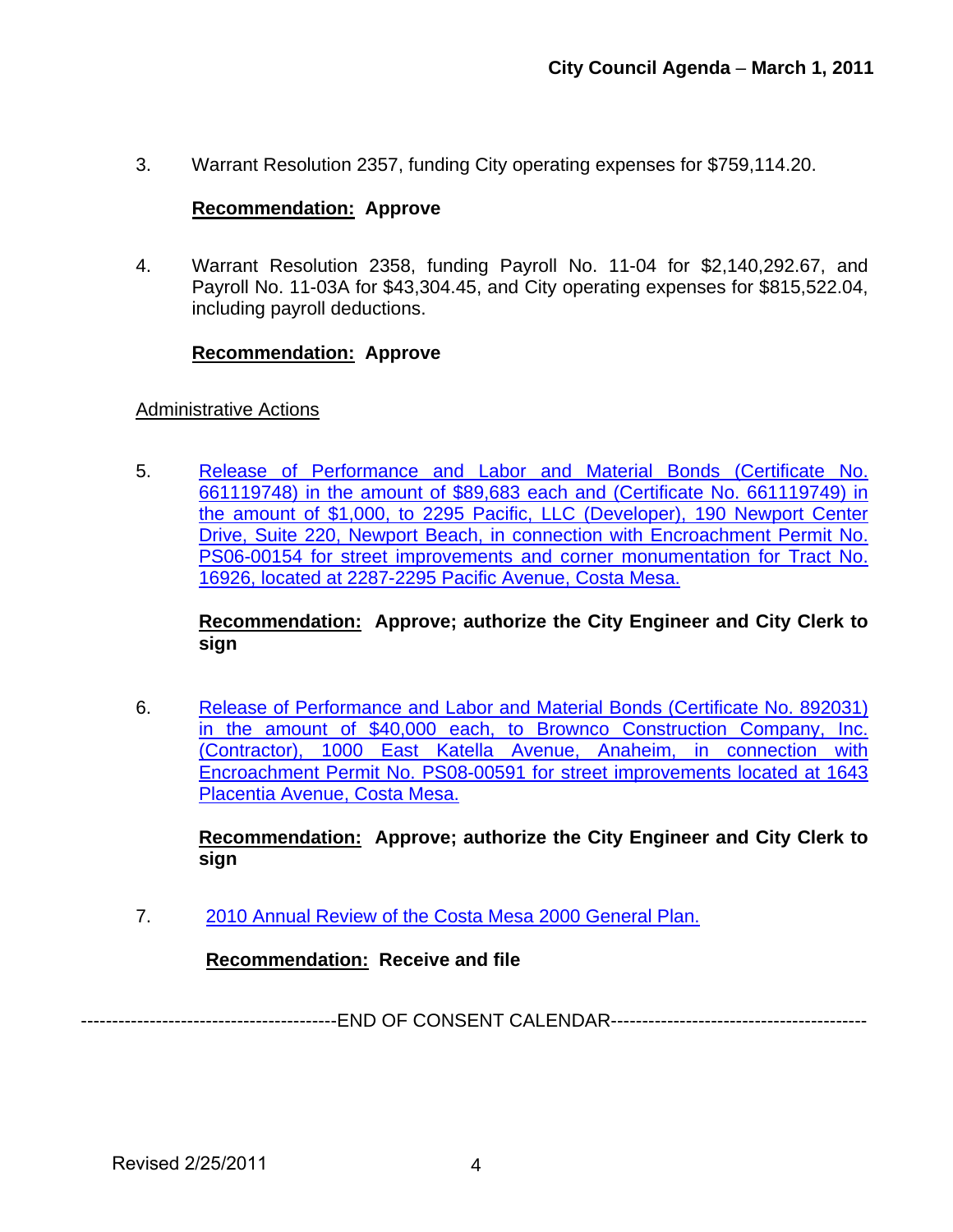3. Warrant Resolution 2357, funding City operating expenses for $759,114.20.

   **Recommendation: Approve**

4. Warrant Resolution 2358, funding Payroll No. 11-04 for $2,140,292.67, and Payroll No. 11-03A for $43,304.45, and City operating expenses for $815,522.04, including payroll deductions.

   **Recommendation: Approve**

Administrative Actions

5. Release of Performance and Labor and Material Bonds (Certificate No. 661119748) in the amount of $89,683 each and (Certificate No. 661119749) in the amount of $1,000, to 2295 Pacific, LLC (Developer), 190 Newport Center Drive, Suite 220, Newport Beach, in connection with Encroachment Permit No. PS06-00154 for street improvements and corner monumentation for Tract No. 16926, located at 2287-2295 Pacific Avenue, Costa Mesa.

   **Recommendation: Approve; authorize the City Engineer and City Clerk to sign**

6. Release of Performance and Labor and Material Bonds (Certificate No. 892031) in the amount of $40,000 each, to Brownco Construction Company, Inc. (Contractor), 1000 East Katella Avenue, Anaheim, in connection with Encroachment Permit No. PS08-00591 for street improvements located at 1643 Placentia Avenue, Costa Mesa.

   **Recommendation: Approve; authorize the City Engineer and City Clerk to sign**

7. 2010 Annual Review of the Costa Mesa 2000 General Plan.

   **Recommendation: Receive and file**

----------------------------------------END OF CONSENT CALENDAR----------------------------------------

Revised 2/25/2011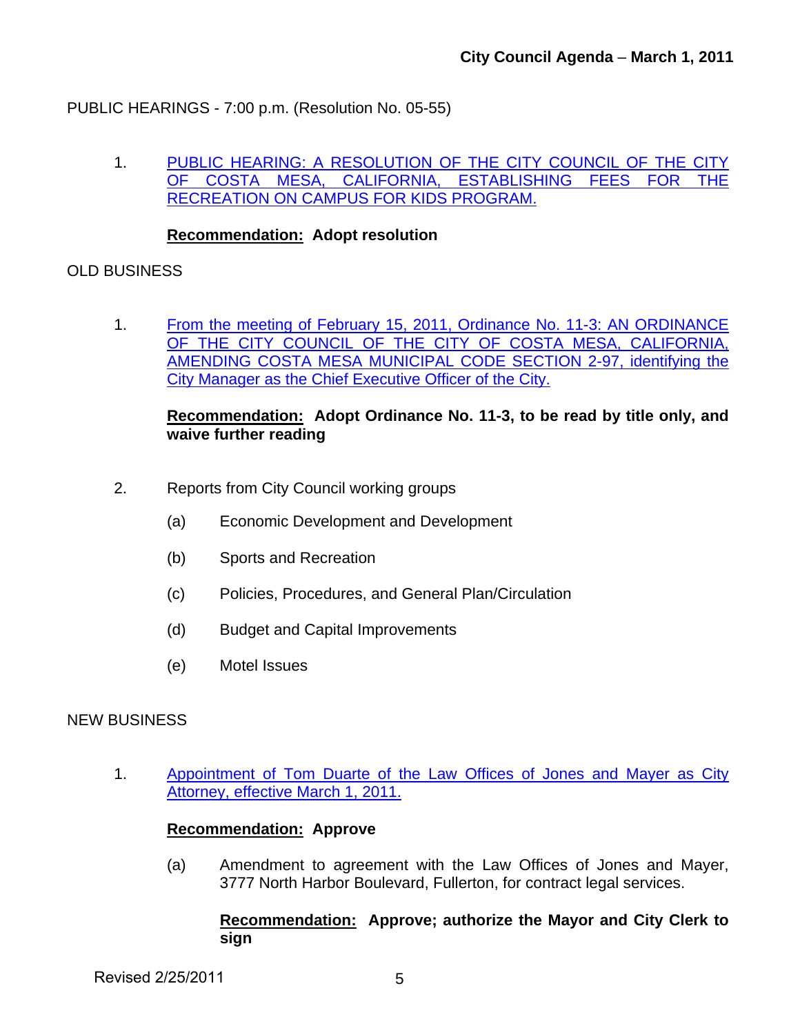PUBLIC HEARINGS - 7:00 p.m. (Resolution No. 05-55)

1. PUBLIC HEARING: A RESOLUTION OF THE CITY COUNCIL OF THE CITY OF COSTA MESA, CALIFORNIA, ESTABLISHING FEES FOR THE RECREATION ON CAMPUS FOR KIDS PROGRAM.

   **Recommendation: Adopt resolution**

OLD BUSINESS

1. From the meeting of February 15, 2011, Ordinance No. 11-3: AN ORDINANCE OF THE CITY COUNCIL OF THE CITY OF COSTA MESA, CALIFORNIA, AMENDING COSTA MESA MUNICIPAL CODE SECTION 2-97, identifying the City Manager as the Chief Executive Officer of the City.

   **Recommendation: Adopt Ordinance No. 11-3, to be read by title only, and waive further reading**

2. Reports from City Council working groups

   (a) Economic Development and Development

   (b) Sports and Recreation

   (c) Policies, Procedures, and General Plan/Circulation

   (d) Budget and Capital Improvements

   (e) Motel Issues

NEW BUSINESS

1. Appointment of Tom Duarte of the Law Offices of Jones and Mayer as City Attorney, effective March 1, 2011.

   **Recommendation: Approve**

   (a) Amendment to agreement with the Law Offices of Jones and Mayer, 3777 North Harbor Boulevard, Fullerton, for contract legal services.

      **Recommendation: Approve; authorize the Mayor and City Clerk to sign**

Revised 2/25/2011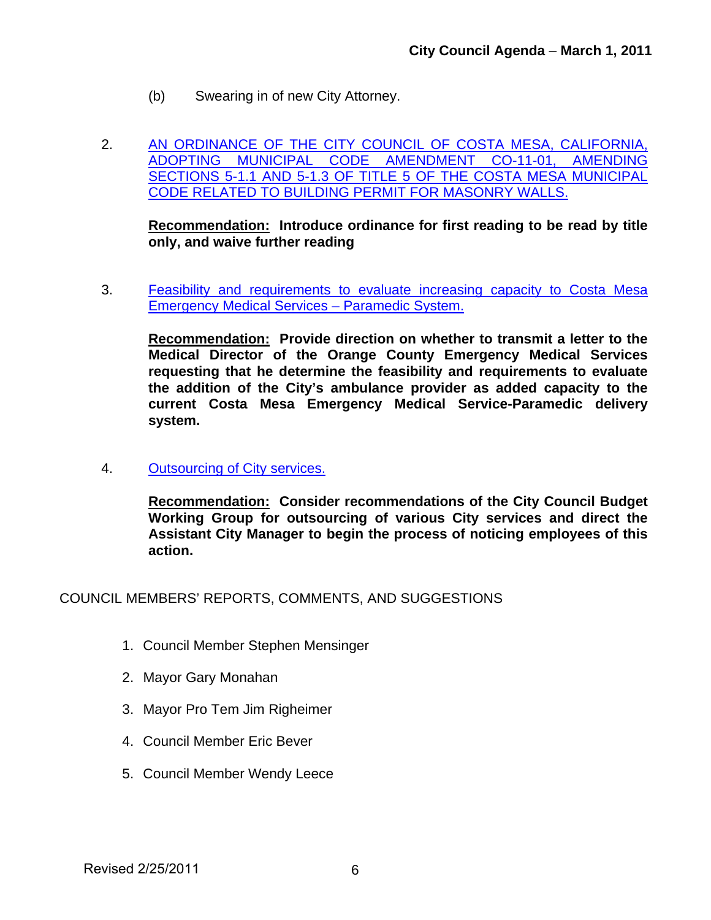(b) Swearing in of new City Attorney.

2. AN ORDINANCE OF THE CITY COUNCIL OF COSTA MESA, CALIFORNIA, ADOPTING MUNICIPAL CODE AMENDMENT CO-11-01, AMENDING SECTIONS 5-1.1 AND 5-1.3 OF TITLE 5 OF THE COSTA MESA MUNICIPAL CODE RELATED TO BUILDING PERMIT FOR MASONRY WALLS.

   **Recommendation: Introduce ordinance for first reading to be read by title only, and waive further reading**

3. Feasibility and requirements to evaluate increasing capacity to Costa Mesa Emergency Medical Services – Paramedic System.

   **Recommendation: Provide direction on whether to transmit a letter to the Medical Director of the Orange County Emergency Medical Services requesting that he determine the feasibility and requirements to evaluate the addition of the City's ambulance provider as added capacity to the current Costa Mesa Emergency Medical Service-Paramedic delivery system.**

4. Outsourcing of City services.

   **Recommendation: Consider recommendations of the City Council Budget Working Group for outsourcing of various City services and direct the Assistant City Manager to begin the process of noticing employees of this action.**

COUNCIL MEMBERS' REPORTS, COMMENTS, AND SUGGESTIONS

1. Council Member Stephen Mensinger
2. Mayor Gary Monahan
3. Mayor Pro Tem Jim Righeimer
4. Council Member Eric Bever
5. Council Member Wendy Leece

Revised 2/25/2011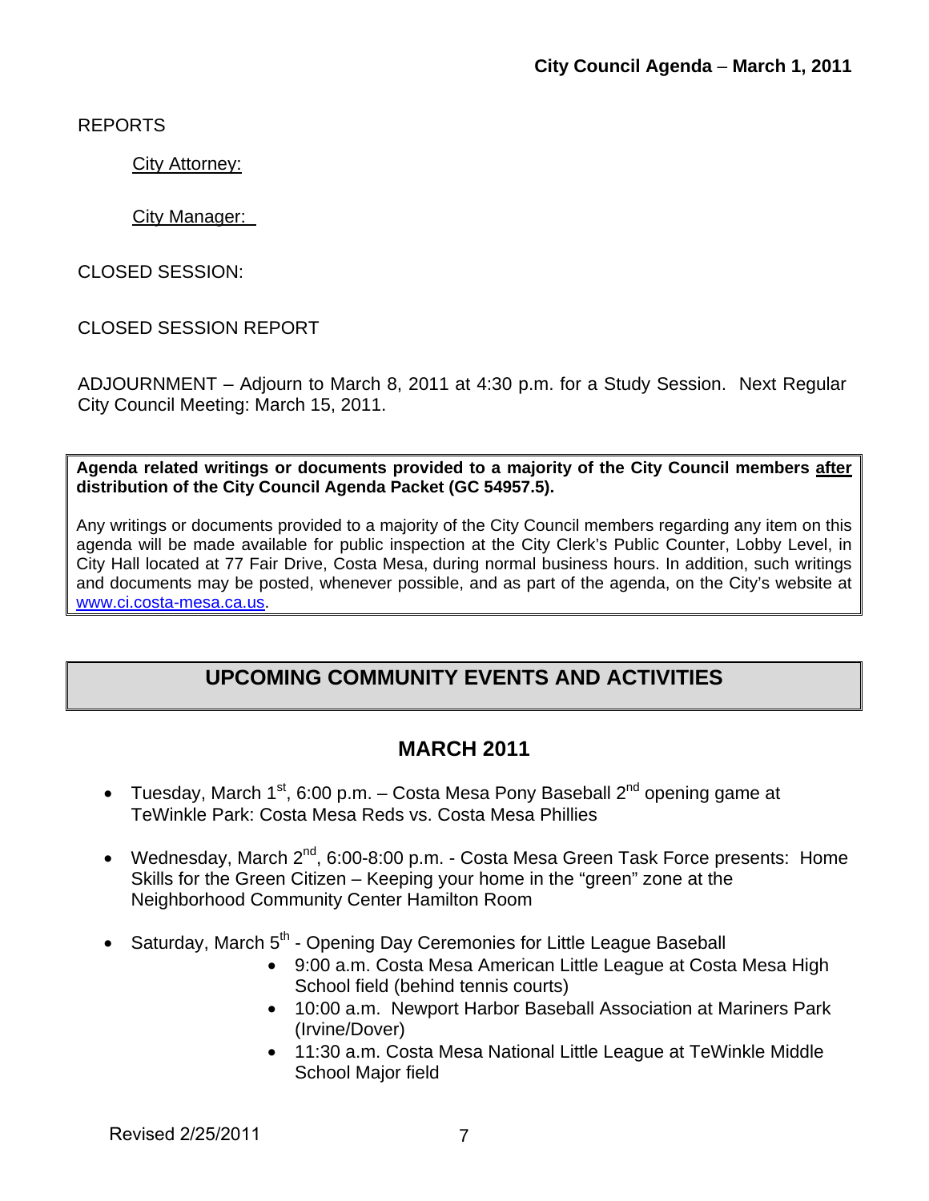REPORTS

City Attorney:

City Manager:

CLOSED SESSION:

CLOSED SESSION REPORT

ADJOURNMENT – Adjourn to March 8, 2011 at 4:30 p.m. for a Study Session. Next Regular City Council Meeting: March 15, 2011.

**Agenda related writings or documents provided to a majority of the City Council members after distribution of the City Council Agenda Packet (GC 54957.5).**

Any writings or documents provided to a majority of the City Council members regarding any item on this agenda will be made available for public inspection at the City Clerk's Public Counter, Lobby Level, in City Hall located at 77 Fair Drive, Costa Mesa, during normal business hours. In addition, such writings and documents may be posted, whenever possible, and as part of the agenda, on the City's website at www.ci.costa-mesa.ca.us.

## UPCOMING COMMUNITY EVENTS AND ACTIVITIES

### MARCH 2011

- Tuesday, March 1st, 6:00 p.m. – Costa Mesa Pony Baseball 2nd opening game at TeWinkle Park: Costa Mesa Reds vs. Costa Mesa Phillies
- Wednesday, March 2nd, 6:00-8:00 p.m. - Costa Mesa Green Task Force presents: Home Skills for the Green Citizen – Keeping your home in the "green" zone at the Neighborhood Community Center Hamilton Room
- Saturday, March 5th - Opening Day Ceremonies for Little League Baseball
  - 9:00 a.m. Costa Mesa American Little League at Costa Mesa High School field (behind tennis courts)
  - 10:00 a.m. Newport Harbor Baseball Association at Mariners Park (Irvine/Dover)
  - 11:30 a.m. Costa Mesa National Little League at TeWinkle Middle School Major field

Revised 2/25/2011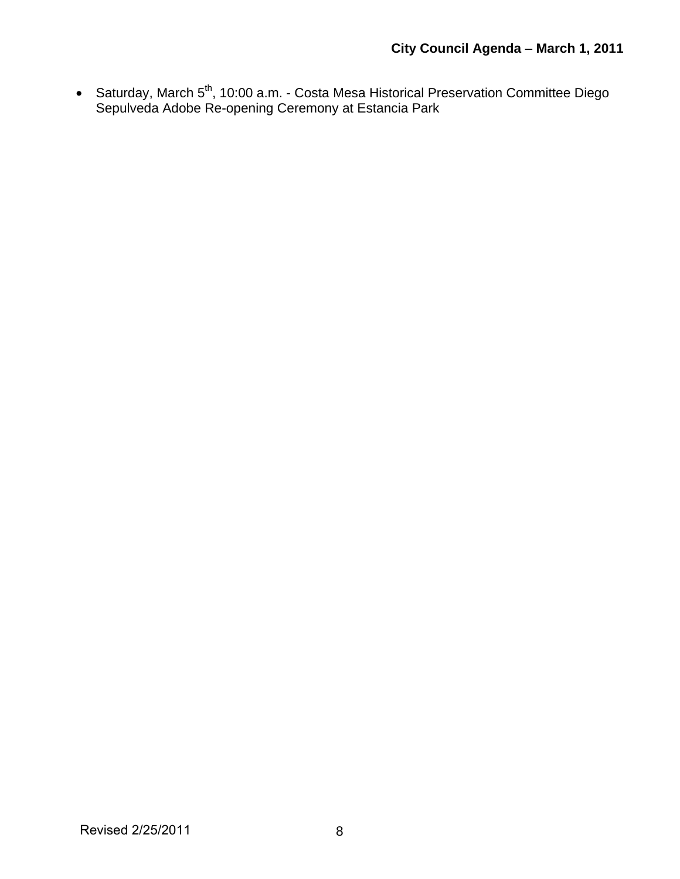- Saturday, March 5th, 10:00 a.m. - Costa Mesa Historical Preservation Committee Diego Sepulveda Adobe Re-opening Ceremony at Estancia Park